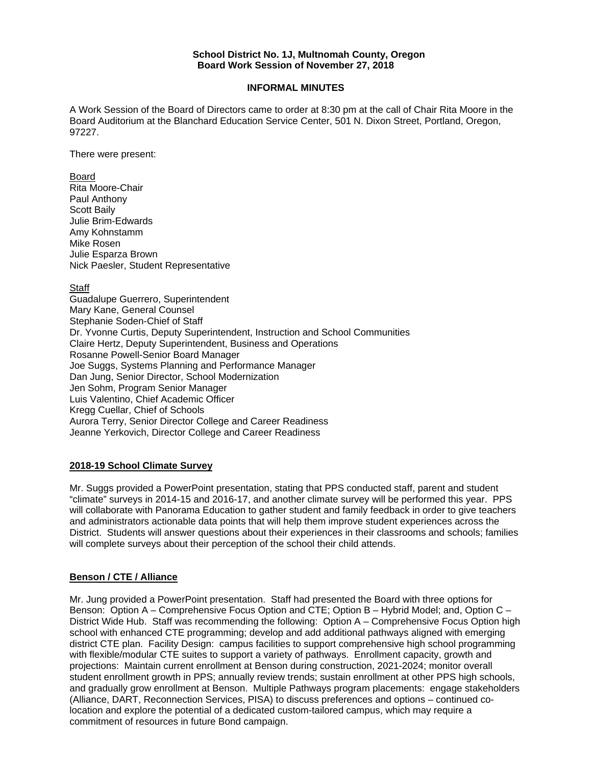**School District No. 1J, Multnomah County, Oregon**
**Board Work Session of November 27, 2018**

**INFORMAL MINUTES**

A Work Session of the Board of Directors came to order at 8:30 pm at the call of Chair Rita Moore in the Board Auditorium at the Blanchard Education Service Center, 501 N. Dixon Street, Portland, Oregon, 97227.

There were present:

Board
Rita Moore-Chair
Paul Anthony
Scott Baily
Julie Brim-Edwards
Amy Kohnstamm
Mike Rosen
Julie Esparza Brown
Nick Paesler, Student Representative

Staff
Guadalupe Guerrero, Superintendent
Mary Kane, General Counsel
Stephanie Soden-Chief of Staff
Dr. Yvonne Curtis, Deputy Superintendent, Instruction and School Communities
Claire Hertz, Deputy Superintendent, Business and Operations
Rosanne Powell-Senior Board Manager
Joe Suggs, Systems Planning and Performance Manager
Dan Jung, Senior Director, School Modernization
Jen Sohm, Program Senior Manager
Luis Valentino, Chief Academic Officer
Kregg Cuellar, Chief of Schools
Aurora Terry, Senior Director College and Career Readiness
Jeanne Yerkovich, Director College and Career Readiness

**2018-19 School Climate Survey**

Mr. Suggs provided a PowerPoint presentation, stating that PPS conducted staff, parent and student "climate" surveys in 2014-15 and 2016-17, and another climate survey will be performed this year. PPS will collaborate with Panorama Education to gather student and family feedback in order to give teachers and administrators actionable data points that will help them improve student experiences across the District. Students will answer questions about their experiences in their classrooms and schools; families will complete surveys about their perception of the school their child attends.

**Benson / CTE / Alliance**

Mr. Jung provided a PowerPoint presentation. Staff had presented the Board with three options for Benson: Option A – Comprehensive Focus Option and CTE; Option B – Hybrid Model; and, Option C – District Wide Hub. Staff was recommending the following: Option A – Comprehensive Focus Option high school with enhanced CTE programming; develop and add additional pathways aligned with emerging district CTE plan. Facility Design: campus facilities to support comprehensive high school programming with flexible/modular CTE suites to support a variety of pathways. Enrollment capacity, growth and projections: Maintain current enrollment at Benson during construction, 2021-2024; monitor overall student enrollment growth in PPS; annually review trends; sustain enrollment at other PPS high schools, and gradually grow enrollment at Benson. Multiple Pathways program placements: engage stakeholders (Alliance, DART, Reconnection Services, PISA) to discuss preferences and options – continued co-location and explore the potential of a dedicated custom-tailored campus, which may require a commitment of resources in future Bond campaign.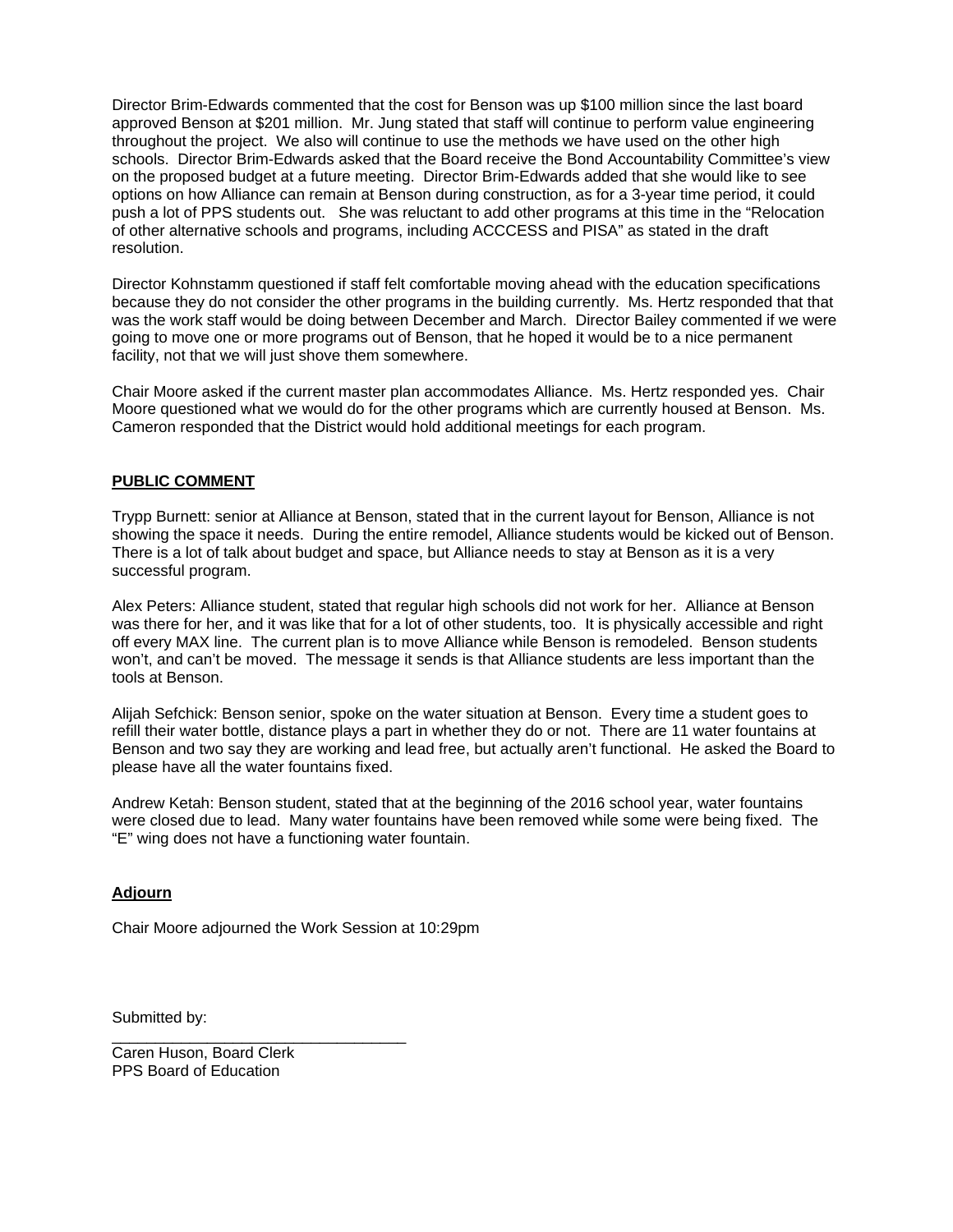Director Brim-Edwards commented that the cost for Benson was up $100 million since the last board approved Benson at $201 million. Mr. Jung stated that staff will continue to perform value engineering throughout the project. We also will continue to use the methods we have used on the other high schools. Director Brim-Edwards asked that the Board receive the Bond Accountability Committee's view on the proposed budget at a future meeting. Director Brim-Edwards added that she would like to see options on how Alliance can remain at Benson during construction, as for a 3-year time period, it could push a lot of PPS students out. She was reluctant to add other programs at this time in the "Relocation of other alternative schools and programs, including ACCCESS and PISA" as stated in the draft resolution.

Director Kohnstamm questioned if staff felt comfortable moving ahead with the education specifications because they do not consider the other programs in the building currently. Ms. Hertz responded that that was the work staff would be doing between December and March. Director Bailey commented if we were going to move one or more programs out of Benson, that he hoped it would be to a nice permanent facility, not that we will just shove them somewhere.

Chair Moore asked if the current master plan accommodates Alliance. Ms. Hertz responded yes. Chair Moore questioned what we would do for the other programs which are currently housed at Benson. Ms. Cameron responded that the District would hold additional meetings for each program.

**PUBLIC COMMENT**

Trypp Burnett: senior at Alliance at Benson, stated that in the current layout for Benson, Alliance is not showing the space it needs. During the entire remodel, Alliance students would be kicked out of Benson. There is a lot of talk about budget and space, but Alliance needs to stay at Benson as it is a very successful program.

Alex Peters: Alliance student, stated that regular high schools did not work for her. Alliance at Benson was there for her, and it was like that for a lot of other students, too. It is physically accessible and right off every MAX line. The current plan is to move Alliance while Benson is remodeled. Benson students won't, and can't be moved. The message it sends is that Alliance students are less important than the tools at Benson.

Alijah Sefchick: Benson senior, spoke on the water situation at Benson. Every time a student goes to refill their water bottle, distance plays a part in whether they do or not. There are 11 water fountains at Benson and two say they are working and lead free, but actually aren't functional. He asked the Board to please have all the water fountains fixed.

Andrew Ketah: Benson student, stated that at the beginning of the 2016 school year, water fountains were closed due to lead. Many water fountains have been removed while some were being fixed. The "E" wing does not have a functioning water fountain.

**Adjourn**

Chair Moore adjourned the Work Session at 10:29pm

Submitted by:

___________________________________
Caren Huson, Board Clerk
PPS Board of Education